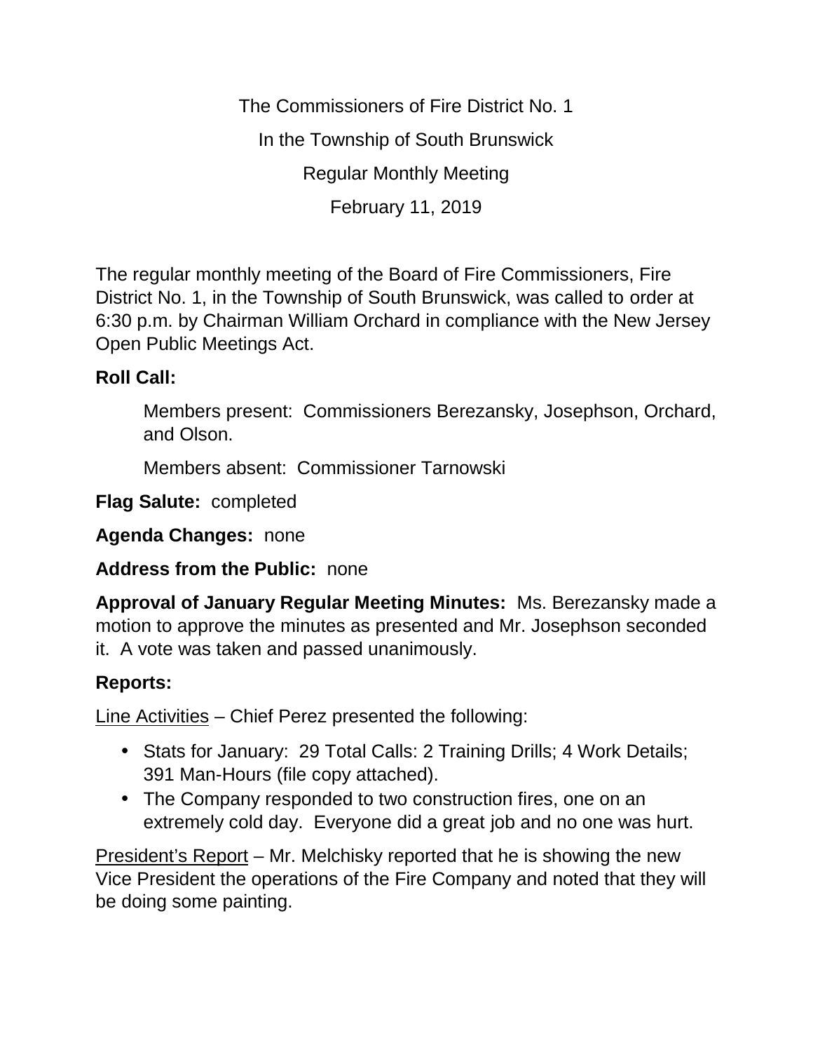The Commissioners of Fire District No. 1

In the Township of South Brunswick

Regular Monthly Meeting

February 11, 2019

The regular monthly meeting of the Board of Fire Commissioners, Fire District No. 1, in the Township of South Brunswick, was called to order at 6:30 p.m. by Chairman William Orchard in compliance with the New Jersey Open Public Meetings Act.

**Roll Call:**

Members present: Commissioners Berezansky, Josephson, Orchard, and Olson.

Members absent: Commissioner Tarnowski

**Flag Salute:** completed

**Agenda Changes:** none

**Address from the Public:** none

**Approval of January Regular Meeting Minutes:** Ms. Berezansky made a motion to approve the minutes as presented and Mr. Josephson seconded it. A vote was taken and passed unanimously.

**Reports:**

Line Activities – Chief Perez presented the following:

- Stats for January: 29 Total Calls: 2 Training Drills; 4 Work Details; 391 Man-Hours (file copy attached).
- The Company responded to two construction fires, one on an extremely cold day. Everyone did a great job and no one was hurt.

President's Report – Mr. Melchisky reported that he is showing the new Vice President the operations of the Fire Company and noted that they will be doing some painting.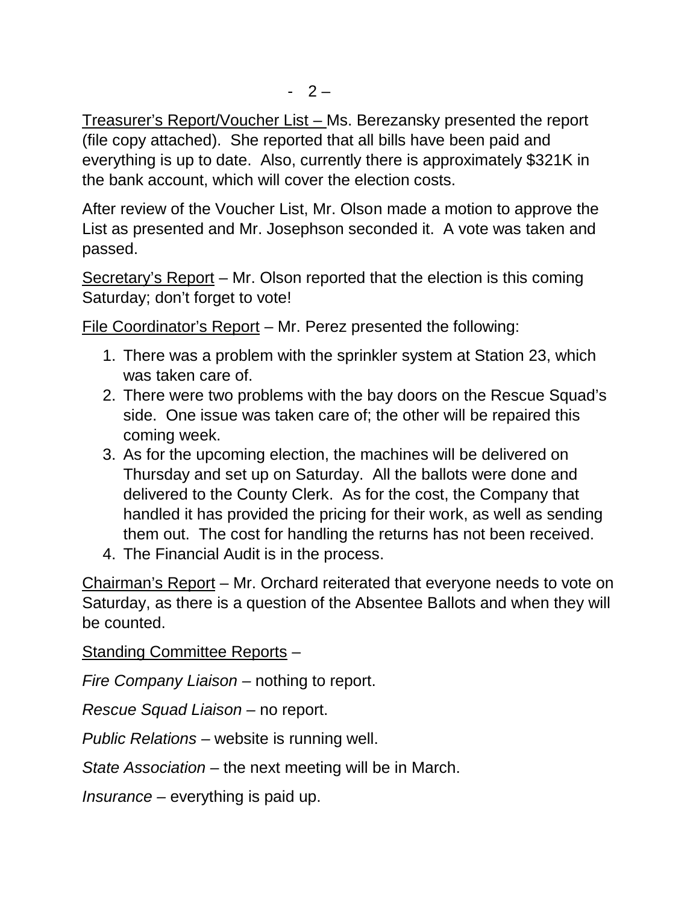<u>Treasurer's Report/Voucher List –</u> Ms. Berezansky presented the report (file copy attached). She reported that all bills have been paid and everything is up to date. Also, currently there is approximately $321K in the bank account, which will cover the election costs.

After review of the Voucher List, Mr. Olson made a motion to approve the List as presented and Mr. Josephson seconded it. A vote was taken and passed.

<u>Secretary's Report</u> – Mr. Olson reported that the election is this coming Saturday; don't forget to vote!

<u>File Coordinator's Report</u> – Mr. Perez presented the following:

1. There was a problem with the sprinkler system at Station 23, which was taken care of.
2. There were two problems with the bay doors on the Rescue Squad's side. One issue was taken care of; the other will be repaired this coming week.
3. As for the upcoming election, the machines will be delivered on Thursday and set up on Saturday. All the ballots were done and delivered to the County Clerk. As for the cost, the Company that handled it has provided the pricing for their work, as well as sending them out. The cost for handling the returns has not been received.
4. The Financial Audit is in the process.

<u>Chairman's Report</u> – Mr. Orchard reiterated that everyone needs to vote on Saturday, as there is a question of the Absentee Ballots and when they will be counted.

<u>Standing Committee Reports</u> –

*Fire Company Liaison* – nothing to report.

*Rescue Squad Liaison* – no report.

*Public Relations* – website is running well.

*State Association* – the next meeting will be in March.

*Insurance* – everything is paid up.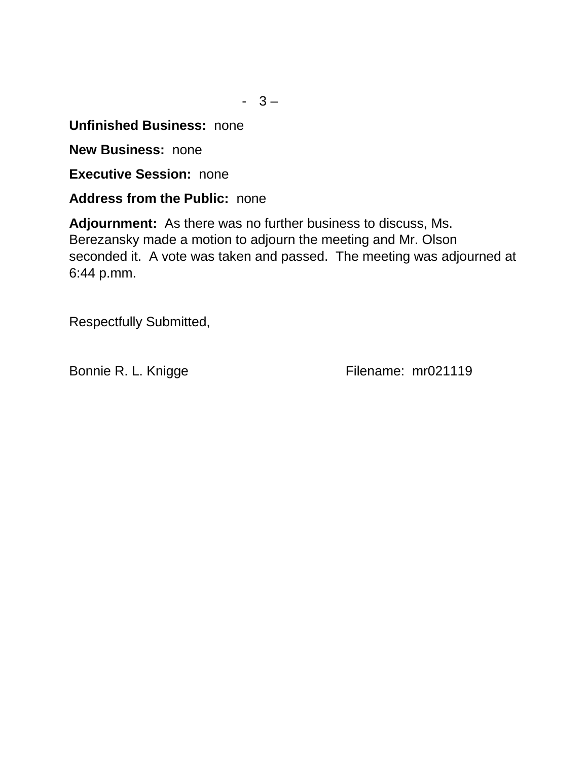**Unfinished Business:** none

**New Business:** none

**Executive Session:** none

**Address from the Public:** none

**Adjournment:** As there was no further business to discuss, Ms. Berezansky made a motion to adjourn the meeting and Mr. Olson seconded it. A vote was taken and passed. The meeting was adjourned at 6:44 p.mm.

Respectfully Submitted,

Bonnie R. L. Knigge

Filename: mr021119